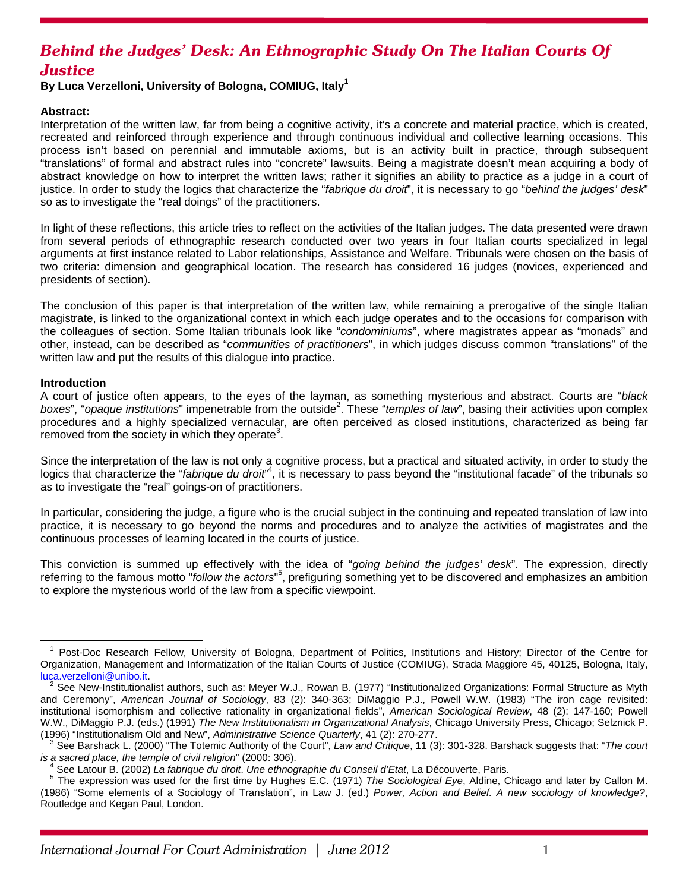# *Behind the Judges' Desk: An Ethnographic Study On The Italian Courts Of Justice*

**By Luca Verzelloni, University of Bologna, COMIUG, Italy**[1]

**Abstract:**

Interpretation of the written law, far from being a cognitive activity, it's a concrete and material practice, which is created, recreated and reinforced through experience and through continuous individual and collective learning occasions. This process isn't based on perennial and immutable axioms, but is an activity built in practice, through subsequent "translations" of formal and abstract rules into "concrete" lawsuits. Being a magistrate doesn't mean acquiring a body of abstract knowledge on how to interpret the written laws; rather it signifies an ability to practice as a judge in a court of justice. In order to study the logics that characterize the "*fabrique du droit*", it is necessary to go "*behind the judges' desk*" so as to investigate the "real doings" of the practitioners.

In light of these reflections, this article tries to reflect on the activities of the Italian judges. The data presented were drawn from several periods of ethnographic research conducted over two years in four Italian courts specialized in legal arguments at first instance related to Labor relationships, Assistance and Welfare. Tribunals were chosen on the basis of two criteria: dimension and geographical location. The research has considered 16 judges (novices, experienced and presidents of section).

The conclusion of this paper is that interpretation of the written law, while remaining a prerogative of the single Italian magistrate, is linked to the organizational context in which each judge operates and to the occasions for comparison with the colleagues of section. Some Italian tribunals look like "*condominiums*", where magistrates appear as "monads" and other, instead, can be described as "*communities of practitioners*", in which judges discuss common "translations" of the written law and put the results of this dialogue into practice.

**Introduction**

A court of justice often appears, to the eyes of the layman, as something mysterious and abstract. Courts are "*black boxes*", "*opaque institutions*" impenetrable from the outside[2]. These "*temples of law*", basing their activities upon complex procedures and a highly specialized vernacular, are often perceived as closed institutions, characterized as being far removed from the society in which they operate[3].

Since the interpretation of the law is not only a cognitive process, but a practical and situated activity, in order to study the logics that characterize the "*fabrique du droit*"[4], it is necessary to pass beyond the "institutional facade" of the tribunals so as to investigate the "real" goings-on of practitioners.

In particular, considering the judge, a figure who is the crucial subject in the continuing and repeated translation of law into practice, it is necessary to go beyond the norms and procedures and to analyze the activities of magistrates and the continuous processes of learning located in the courts of justice.

This conviction is summed up effectively with the idea of "*going behind the judges' desk*". The expression, directly referring to the famous motto "*follow the actors*"[5], prefiguring something yet to be discovered and emphasizes an ambition to explore the mysterious world of the law from a specific viewpoint.

---

[1] Post-Doc Research Fellow, University of Bologna, Department of Politics, Institutions and History; Director of the Centre for Organization, Management and Informatization of the Italian Courts of Justice (COMIUG), Strada Maggiore 45, 40125, Bologna, Italy, luca.verzelloni@unibo.it.

[2] See New-Institutionalist authors, such as: Meyer W.J., Rowan B. (1977) "Institutionalized Organizations: Formal Structure as Myth and Ceremony", *American Journal of Sociology*, 83 (2): 340-363; DiMaggio P.J., Powell W.W. (1983) "The iron cage revisited: institutional isomorphism and collective rationality in organizational fields", *American Sociological Review*, 48 (2): 147-160; Powell W.W., DiMaggio P.J. (eds.) (1991) *The New Institutionalism in Organizational Analysis*, Chicago University Press, Chicago; Selznick P. (1996) "Institutionalism Old and New", *Administrative Science Quarterly*, 41 (2): 270-277.

[3] See Barshack L. (2000) "The Totemic Authority of the Court", *Law and Critique*, 11 (3): 301-328. Barshack suggests that: "*The court is a sacred place, the temple of civil religion*" (2000: 306).

[4] See Latour B. (2002) *La fabrique du droit. Une ethnographie du Conseil d'Etat*, La Découverte, Paris.

[5] The expression was used for the first time by Hughes E.C. (1971) *The Sociological Eye*, Aldine, Chicago and later by Callon M. (1986) "Some elements of a Sociology of Translation", in Law J. (ed.) *Power, Action and Belief. A new sociology of knowledge?*, Routledge and Kegan Paul, London.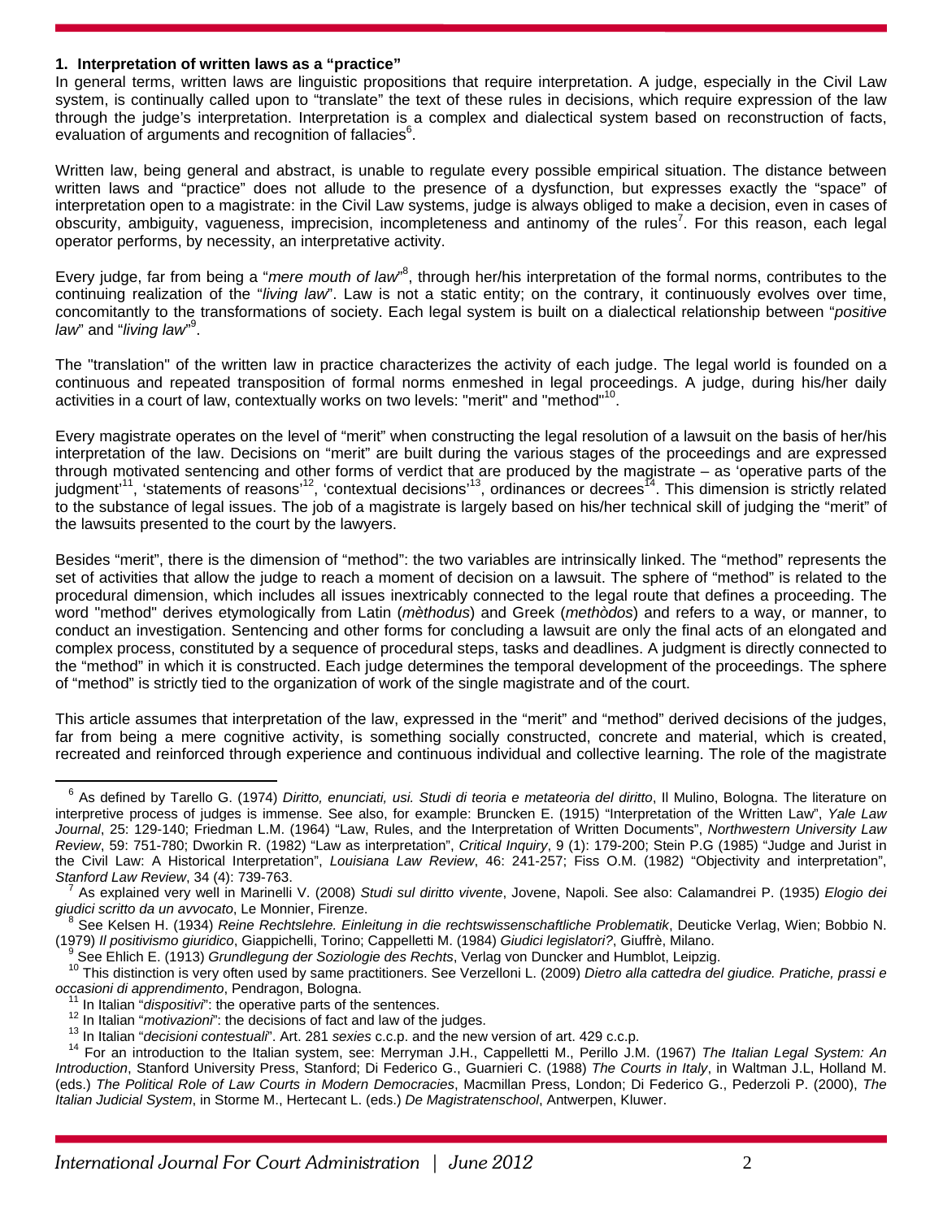### 1. Interpretation of written laws as a "practice"

In general terms, written laws are linguistic propositions that require interpretation. A judge, especially in the Civil Law system, is continually called upon to "translate" the text of these rules in decisions, which require expression of the law through the judge's interpretation. Interpretation is a complex and dialectical system based on reconstruction of facts, evaluation of arguments and recognition of fallacies[6].

Written law, being general and abstract, is unable to regulate every possible empirical situation. The distance between written laws and "practice" does not allude to the presence of a dysfunction, but expresses exactly the "space" of interpretation open to a magistrate: in the Civil Law systems, judge is always obliged to make a decision, even in cases of obscurity, ambiguity, vagueness, imprecision, incompleteness and antinomy of the rules[7]. For this reason, each legal operator performs, by necessity, an interpretative activity.

Every judge, far from being a "*mere mouth of law*"[8], through her/his interpretation of the formal norms, contributes to the continuing realization of the "*living law*". Law is not a static entity; on the contrary, it continuously evolves over time, concomitantly to the transformations of society. Each legal system is built on a dialectical relationship between "*positive law*" and "*living law*"[9].

The "translation" of the written law in practice characterizes the activity of each judge. The legal world is founded on a continuous and repeated transposition of formal norms enmeshed in legal proceedings. A judge, during his/her daily activities in a court of law, contextually works on two levels: "merit" and "method"[10].

Every magistrate operates on the level of "merit" when constructing the legal resolution of a lawsuit on the basis of her/his interpretation of the law. Decisions on "merit" are built during the various stages of the proceedings and are expressed through motivated sentencing and other forms of verdict that are produced by the magistrate – as 'operative parts of the judgment'[11], 'statements of reasons'[12], 'contextual decisions'[13], ordinances or decrees[14]. This dimension is strictly related to the substance of legal issues. The job of a magistrate is largely based on his/her technical skill of judging the "merit" of the lawsuits presented to the court by the lawyers.

Besides "merit", there is the dimension of "method": the two variables are intrinsically linked. The "method" represents the set of activities that allow the judge to reach a moment of decision on a lawsuit. The sphere of "method" is related to the procedural dimension, which includes all issues inextricably connected to the legal route that defines a proceeding. The word "method" derives etymologically from Latin (*mèthodus*) and Greek (*methòdos*) and refers to a way, or manner, to conduct an investigation. Sentencing and other forms for concluding a lawsuit are only the final acts of an elongated and complex process, constituted by a sequence of procedural steps, tasks and deadlines. A judgment is directly connected to the "method" in which it is constructed. Each judge determines the temporal development of the proceedings. The sphere of "method" is strictly tied to the organization of work of the single magistrate and of the court.

This article assumes that interpretation of the law, expressed in the "merit" and "method" derived decisions of the judges, far from being a mere cognitive activity, is something socially constructed, concrete and material, which is created, recreated and reinforced through experience and continuous individual and collective learning. The role of the magistrate

---

[6] As defined by Tarello G. (1974) *Diritto, enunciati, usi. Studi di teoria e metateoria del diritto*, Il Mulino, Bologna. The literature on interpretive process of judges is immense. See also, for example: Bruncken E. (1915) "Interpretation of the Written Law", *Yale Law Journal*, 25: 129-140; Friedman L.M. (1964) "Law, Rules, and the Interpretation of Written Documents", *Northwestern University Law Review*, 59: 751-780; Dworkin R. (1982) "Law as interpretation", *Critical Inquiry*, 9 (1): 179-200; Stein P.G (1985) "Judge and Jurist in the Civil Law: A Historical Interpretation", *Louisiana Law Review*, 46: 241-257; Fiss O.M. (1982) "Objectivity and interpretation", *Stanford Law Review*, 34 (4): 739-763.

[7] As explained very well in Marinelli V. (2008) *Studi sul diritto vivente*, Jovene, Napoli. See also: Calamandrei P. (1935) *Elogio dei giudici scritto da un avvocato*, Le Monnier, Firenze.

[8] See Kelsen H. (1934) *Reine Rechtslehre. Einleitung in die rechtswissenschaftliche Problematik*, Deuticke Verlag, Wien; Bobbio N. (1979) *Il positivismo giuridico*, Giappichelli, Torino; Cappelletti M. (1984) *Giudici legislatori?*, Giuffrè, Milano.

[9] See Ehlich E. (1913) *Grundlegung der Soziologie des Rechts*, Verlag von Duncker and Humblot, Leipzig.

[10] This distinction is very often used by same practitioners. See Verzelloni L. (2009) *Dietro alla cattedra del giudice. Pratiche, prassi e occasioni di apprendimento*, Pendragon, Bologna.

[11] In Italian "*dispositivi*": the operative parts of the sentences.

[12] In Italian "*motivazioni*": the decisions of fact and law of the judges.

[13] In Italian "*decisioni contestuali*". Art. 281 *sexies* c.c.p. and the new version of art. 429 c.c.p.

[14] For an introduction to the Italian system, see: Merryman J.H., Cappelletti M., Perillo J.M. (1967) *The Italian Legal System: An Introduction*, Stanford University Press, Stanford; Di Federico G., Guarnieri C. (1988) *The Courts in Italy*, in Waltman J.L, Holland M. (eds.) *The Political Role of Law Courts in Modern Democracies*, Macmillan Press, London; Di Federico G., Pederzoli P. (2000), *The Italian Judicial System*, in Storme M., Hertecant L. (eds.) *De Magistratenschool*, Antwerpen, Kluwer.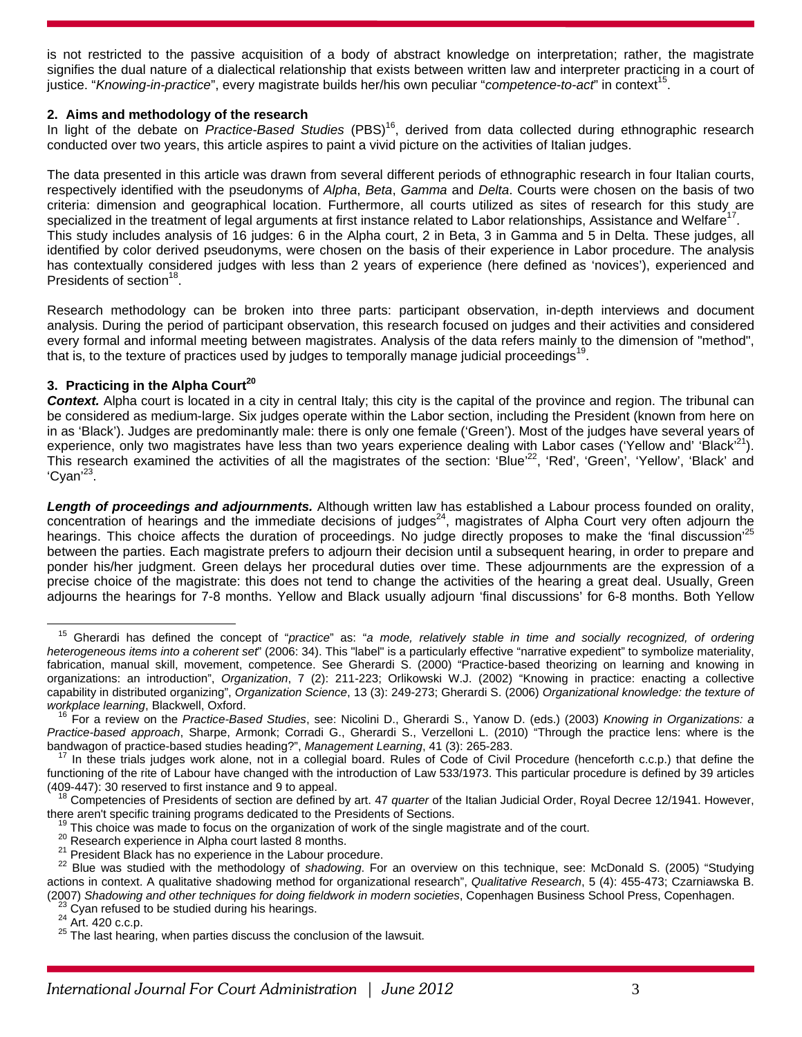is not restricted to the passive acquisition of a body of abstract knowledge on interpretation; rather, the magistrate signifies the dual nature of a dialectical relationship that exists between written law and interpreter practicing in a court of justice. "*Knowing-in-practice*", every magistrate builds her/his own peculiar "*competence-to-act*" in context[15].

### 2. Aims and methodology of the research

In light of the debate on *Practice-Based Studies* (PBS)[16], derived from data collected during ethnographic research conducted over two years, this article aspires to paint a vivid picture on the activities of Italian judges.

The data presented in this article was drawn from several different periods of ethnographic research in four Italian courts, respectively identified with the pseudonyms of *Alpha*, *Beta*, *Gamma* and *Delta*. Courts were chosen on the basis of two criteria: dimension and geographical location. Furthermore, all courts utilized as sites of research for this study are specialized in the treatment of legal arguments at first instance related to Labor relationships, Assistance and Welfare[17].

This study includes analysis of 16 judges: 6 in the Alpha court, 2 in Beta, 3 in Gamma and 5 in Delta. These judges, all identified by color derived pseudonyms, were chosen on the basis of their experience in Labor procedure. The analysis has contextually considered judges with less than 2 years of experience (here defined as 'novices'), experienced and Presidents of section[18].

Research methodology can be broken into three parts: participant observation, in-depth interviews and document analysis. During the period of participant observation, this research focused on judges and their activities and considered every formal and informal meeting between magistrates. Analysis of the data refers mainly to the dimension of "method", that is, to the texture of practices used by judges to temporally manage judicial proceedings[19].

### 3. Practicing in the Alpha Court[20]

***Context.*** Alpha court is located in a city in central Italy; this city is the capital of the province and region. The tribunal can be considered as medium-large. Six judges operate within the Labor section, including the President (known from here on in as 'Black'). Judges are predominantly male: there is only one female ('Green'). Most of the judges have several years of experience, only two magistrates have less than two years experience dealing with Labor cases ('Yellow and' 'Black'[21]). This research examined the activities of all the magistrates of the section: 'Blue'[22], 'Red', 'Green', 'Yellow', 'Black' and 'Cyan'[23].

***Length of proceedings and adjournments.*** Although written law has established a Labour process founded on orality, concentration of hearings and the immediate decisions of judges[24], magistrates of Alpha Court very often adjourn the hearings. This choice affects the duration of proceedings. No judge directly proposes to make the 'final discussion'[25] between the parties. Each magistrate prefers to adjourn their decision until a subsequent hearing, in order to prepare and ponder his/her judgment. Green delays her procedural duties over time. These adjournments are the expression of a precise choice of the magistrate: this does not tend to change the activities of the hearing a great deal. Usually, Green adjourns the hearings for 7-8 months. Yellow and Black usually adjourn 'final discussions' for 6-8 months. Both Yellow

---

[15] Gherardi has defined the concept of "*practice*" as: "*a mode, relatively stable in time and socially recognized, of ordering heterogeneous items into a coherent set*" (2006: 34). This "label" is a particularly effective "narrative expedient" to symbolize materiality, fabrication, manual skill, movement, competence. See Gherardi S. (2000) "Practice-based theorizing on learning and knowing in organizations: an introduction", *Organization*, 7 (2): 211-223; Orlikowski W.J. (2002) "Knowing in practice: enacting a collective capability in distributed organizing", *Organization Science*, 13 (3): 249-273; Gherardi S. (2006) *Organizational knowledge: the texture of workplace learning*, Blackwell, Oxford.

[16] For a review on the *Practice-Based Studies*, see: Nicolini D., Gherardi S., Yanow D. (eds.) (2003) *Knowing in Organizations: a Practice-based approach*, Sharpe, Armonk; Corradi G., Gherardi S., Verzelloni L. (2010) "Through the practice lens: where is the bandwagon of practice-based studies heading?", *Management Learning*, 41 (3): 265-283.

[17] In these trials judges work alone, not in a collegial board. Rules of Code of Civil Procedure (henceforth c.c.p.) that define the functioning of the rite of Labour have changed with the introduction of Law 533/1973. This particular procedure is defined by 39 articles (409-447): 30 reserved to first instance and 9 to appeal.

[18] Competencies of Presidents of section are defined by art. 47 *quarter* of the Italian Judicial Order, Royal Decree 12/1941. However, there aren't specific training programs dedicated to the Presidents of Sections.

[19] This choice was made to focus on the organization of work of the single magistrate and of the court.

[20] Research experience in Alpha court lasted 8 months.

[21] President Black has no experience in the Labour procedure.

[22] Blue was studied with the methodology of *shadowing*. For an overview on this technique, see: McDonald S. (2005) "Studying actions in context. A qualitative shadowing method for organizational research", *Qualitative Research*, 5 (4): 455-473; Czarniawska B. (2007) *Shadowing and other techniques for doing fieldwork in modern societies*, Copenhagen Business School Press, Copenhagen.

[23] Cyan refused to be studied during his hearings.

[24] Art. 420 c.c.p.

[25] The last hearing, when parties discuss the conclusion of the lawsuit.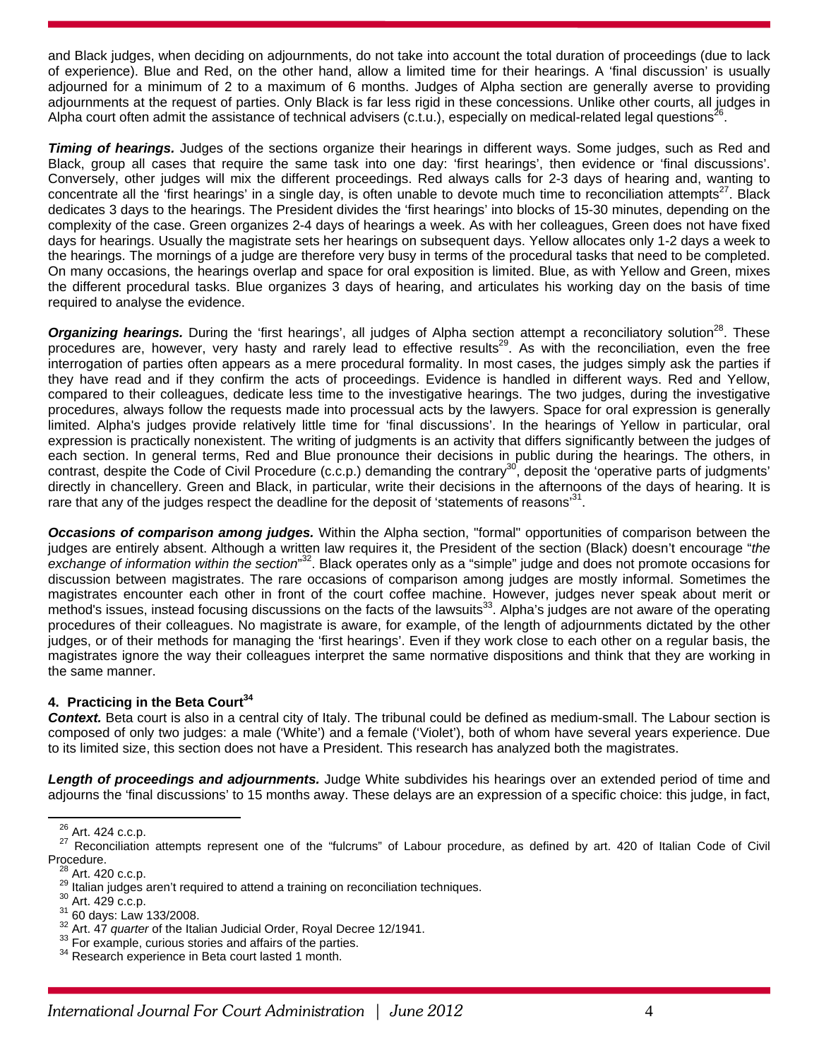and Black judges, when deciding on adjournments, do not take into account the total duration of proceedings (due to lack of experience). Blue and Red, on the other hand, allow a limited time for their hearings. A 'final discussion' is usually adjourned for a minimum of 2 to a maximum of 6 months. Judges of Alpha section are generally averse to providing adjournments at the request of parties. Only Black is far less rigid in these concessions. Unlike other courts, all judges in Alpha court often admit the assistance of technical advisers (c.t.u.), especially on medical-related legal questions[26].

***Timing of hearings.*** Judges of the sections organize their hearings in different ways. Some judges, such as Red and Black, group all cases that require the same task into one day: 'first hearings', then evidence or 'final discussions'. Conversely, other judges will mix the different proceedings. Red always calls for 2-3 days of hearing and, wanting to concentrate all the 'first hearings' in a single day, is often unable to devote much time to reconciliation attempts[27]. Black dedicates 3 days to the hearings. The President divides the 'first hearings' into blocks of 15-30 minutes, depending on the complexity of the case. Green organizes 2-4 days of hearings a week. As with her colleagues, Green does not have fixed days for hearings. Usually the magistrate sets her hearings on subsequent days. Yellow allocates only 1-2 days a week to the hearings. The mornings of a judge are therefore very busy in terms of the procedural tasks that need to be completed. On many occasions, the hearings overlap and space for oral exposition is limited. Blue, as with Yellow and Green, mixes the different procedural tasks. Blue organizes 3 days of hearing, and articulates his working day on the basis of time required to analyse the evidence.

***Organizing hearings.*** During the 'first hearings', all judges of Alpha section attempt a reconciliatory solution[28]. These procedures are, however, very hasty and rarely lead to effective results[29]. As with the reconciliation, even the free interrogation of parties often appears as a mere procedural formality. In most cases, the judges simply ask the parties if they have read and if they confirm the acts of proceedings. Evidence is handled in different ways. Red and Yellow, compared to their colleagues, dedicate less time to the investigative hearings. The two judges, during the investigative procedures, always follow the requests made into processual acts by the lawyers. Space for oral expression is generally limited. Alpha's judges provide relatively little time for 'final discussions'. In the hearings of Yellow in particular, oral expression is practically nonexistent. The writing of judgments is an activity that differs significantly between the judges of each section. In general terms, Red and Blue pronounce their decisions in public during the hearings. The others, in contrast, despite the Code of Civil Procedure (c.c.p.) demanding the contrary[30], deposit the 'operative parts of judgments' directly in chancellery. Green and Black, in particular, write their decisions in the afternoons of the days of hearing. It is rare that any of the judges respect the deadline for the deposit of 'statements of reasons'[31].

***Occasions of comparison among judges.*** Within the Alpha section, "formal" opportunities of comparison between the judges are entirely absent. Although a written law requires it, the President of the section (Black) doesn't encourage "*the exchange of information within the section*"[32]. Black operates only as a "simple" judge and does not promote occasions for discussion between magistrates. The rare occasions of comparison among judges are mostly informal. Sometimes the magistrates encounter each other in front of the court coffee machine. However, judges never speak about merit or method's issues, instead focusing discussions on the facts of the lawsuits[33]. Alpha's judges are not aware of the operating procedures of their colleagues. No magistrate is aware, for example, of the length of adjournments dictated by the other judges, or of their methods for managing the 'first hearings'. Even if they work close to each other on a regular basis, the magistrates ignore the way their colleagues interpret the same normative dispositions and think that they are working in the same manner.

### 4. Practicing in the Beta Court[34]

***Context.*** Beta court is also in a central city of Italy. The tribunal could be defined as medium-small. The Labour section is composed of only two judges: a male ('White') and a female ('Violet'), both of whom have several years experience. Due to its limited size, this section does not have a President. This research has analyzed both the magistrates.

***Length of proceedings and adjournments.*** Judge White subdivides his hearings over an extended period of time and adjourns the 'final discussions' to 15 months away. These delays are an expression of a specific choice: this judge, in fact,

---

[26] Art. 424 c.c.p.

[27] Reconciliation attempts represent one of the "fulcrums" of Labour procedure, as defined by art. 420 of Italian Code of Civil Procedure.

[28] Art. 420 c.c.p.

[29] Italian judges aren't required to attend a training on reconciliation techniques.

[30] Art. 429 c.c.p.

[31] 60 days: Law 133/2008.

[32] Art. 47 *quarter* of the Italian Judicial Order, Royal Decree 12/1941.

[33] For example, curious stories and affairs of the parties.

[34] Research experience in Beta court lasted 1 month.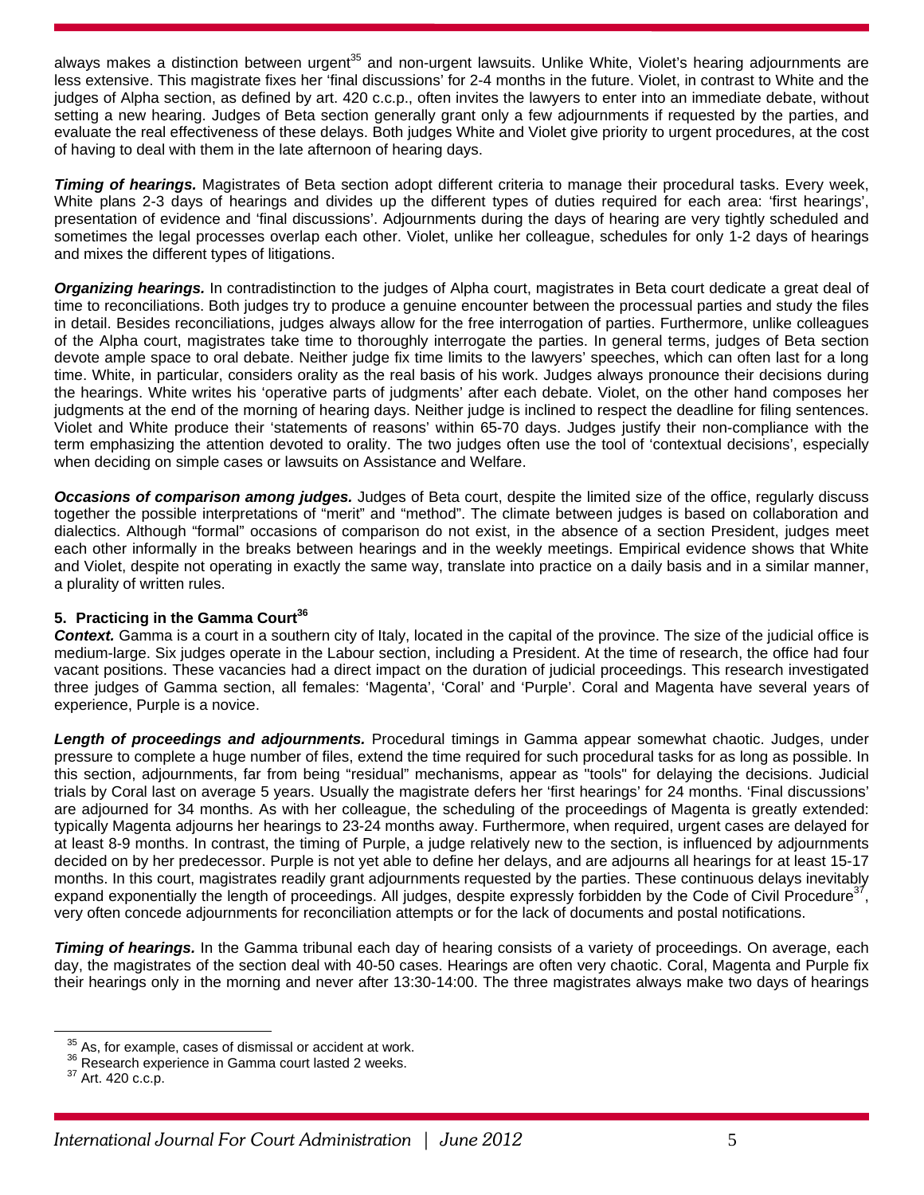always makes a distinction between urgent[35] and non-urgent lawsuits. Unlike White, Violet's hearing adjournments are less extensive. This magistrate fixes her 'final discussions' for 2-4 months in the future. Violet, in contrast to White and the judges of Alpha section, as defined by art. 420 c.c.p., often invites the lawyers to enter into an immediate debate, without setting a new hearing. Judges of Beta section generally grant only a few adjournments if requested by the parties, and evaluate the real effectiveness of these delays. Both judges White and Violet give priority to urgent procedures, at the cost of having to deal with them in the late afternoon of hearing days.

***Timing of hearings.*** Magistrates of Beta section adopt different criteria to manage their procedural tasks. Every week, White plans 2-3 days of hearings and divides up the different types of duties required for each area: 'first hearings', presentation of evidence and 'final discussions'. Adjournments during the days of hearing are very tightly scheduled and sometimes the legal processes overlap each other. Violet, unlike her colleague, schedules for only 1-2 days of hearings and mixes the different types of litigations.

***Organizing hearings.*** In contradistinction to the judges of Alpha court, magistrates in Beta court dedicate a great deal of time to reconciliations. Both judges try to produce a genuine encounter between the processual parties and study the files in detail. Besides reconciliations, judges always allow for the free interrogation of parties. Furthermore, unlike colleagues of the Alpha court, magistrates take time to thoroughly interrogate the parties. In general terms, judges of Beta section devote ample space to oral debate. Neither judge fix time limits to the lawyers' speeches, which can often last for a long time. White, in particular, considers orality as the real basis of his work. Judges always pronounce their decisions during the hearings. White writes his 'operative parts of judgments' after each debate. Violet, on the other hand composes her judgments at the end of the morning of hearing days. Neither judge is inclined to respect the deadline for filing sentences. Violet and White produce their 'statements of reasons' within 65-70 days. Judges justify their non-compliance with the term emphasizing the attention devoted to orality. The two judges often use the tool of 'contextual decisions', especially when deciding on simple cases or lawsuits on Assistance and Welfare.

***Occasions of comparison among judges.*** Judges of Beta court, despite the limited size of the office, regularly discuss together the possible interpretations of "merit" and "method". The climate between judges is based on collaboration and dialectics. Although "formal" occasions of comparison do not exist, in the absence of a section President, judges meet each other informally in the breaks between hearings and in the weekly meetings. Empirical evidence shows that White and Violet, despite not operating in exactly the same way, translate into practice on a daily basis and in a similar manner, a plurality of written rules.

## 5. Practicing in the Gamma Court[36]

***Context.*** Gamma is a court in a southern city of Italy, located in the capital of the province. The size of the judicial office is medium-large. Six judges operate in the Labour section, including a President. At the time of research, the office had four vacant positions. These vacancies had a direct impact on the duration of judicial proceedings. This research investigated three judges of Gamma section, all females: 'Magenta', 'Coral' and 'Purple'. Coral and Magenta have several years of experience, Purple is a novice.

***Length of proceedings and adjournments.*** Procedural timings in Gamma appear somewhat chaotic. Judges, under pressure to complete a huge number of files, extend the time required for such procedural tasks for as long as possible. In this section, adjournments, far from being "residual" mechanisms, appear as "tools" for delaying the decisions. Judicial trials by Coral last on average 5 years. Usually the magistrate defers her 'first hearings' for 24 months. 'Final discussions' are adjourned for 34 months. As with her colleague, the scheduling of the proceedings of Magenta is greatly extended: typically Magenta adjourns her hearings to 23-24 months away. Furthermore, when required, urgent cases are delayed for at least 8-9 months. In contrast, the timing of Purple, a judge relatively new to the section, is influenced by adjournments decided on by her predecessor. Purple is not yet able to define her delays, and are adjourns all hearings for at least 15-17 months. In this court, magistrates readily grant adjournments requested by the parties. These continuous delays inevitably expand exponentially the length of proceedings. All judges, despite expressly forbidden by the Code of Civil Procedure[37], very often concede adjournments for reconciliation attempts or for the lack of documents and postal notifications.

***Timing of hearings.*** In the Gamma tribunal each day of hearing consists of a variety of proceedings. On average, each day, the magistrates of the section deal with 40-50 cases. Hearings are often very chaotic. Coral, Magenta and Purple fix their hearings only in the morning and never after 13:30-14:00. The three magistrates always make two days of hearings

---

[35] As, for example, cases of dismissal or accident at work.

[36] Research experience in Gamma court lasted 2 weeks.

[37] Art. 420 c.c.p.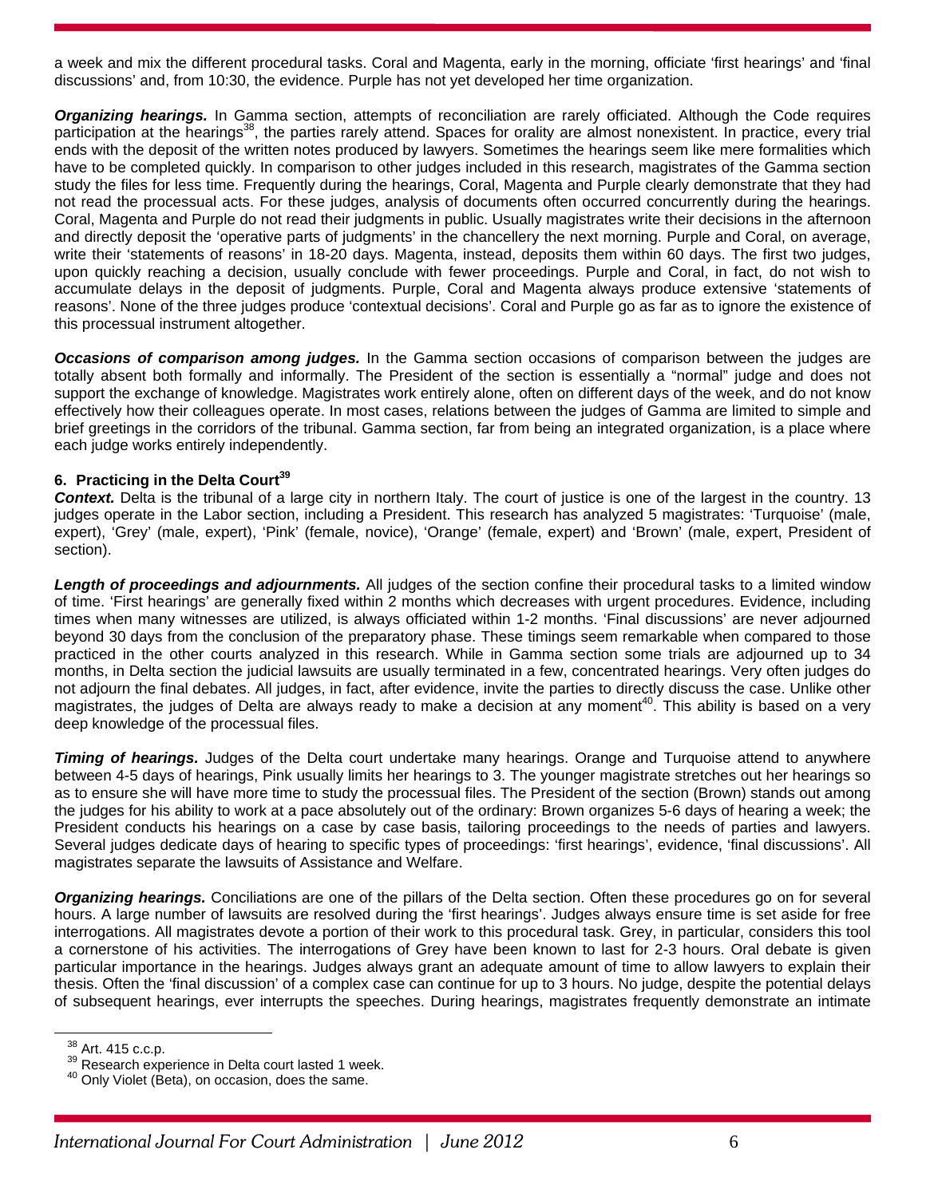a week and mix the different procedural tasks. Coral and Magenta, early in the morning, officiate 'first hearings' and 'final discussions' and, from 10:30, the evidence. Purple has not yet developed her time organization.

***Organizing hearings.*** In Gamma section, attempts of reconciliation are rarely officiated. Although the Code requires participation at the hearings[38], the parties rarely attend. Spaces for orality are almost nonexistent. In practice, every trial ends with the deposit of the written notes produced by lawyers. Sometimes the hearings seem like mere formalities which have to be completed quickly. In comparison to other judges included in this research, magistrates of the Gamma section study the files for less time. Frequently during the hearings, Coral, Magenta and Purple clearly demonstrate that they had not read the processual acts. For these judges, analysis of documents often occurred concurrently during the hearings. Coral, Magenta and Purple do not read their judgments in public. Usually magistrates write their decisions in the afternoon and directly deposit the 'operative parts of judgments' in the chancellery the next morning. Purple and Coral, on average, write their 'statements of reasons' in 18-20 days. Magenta, instead, deposits them within 60 days. The first two judges, upon quickly reaching a decision, usually conclude with fewer proceedings. Purple and Coral, in fact, do not wish to accumulate delays in the deposit of judgments. Purple, Coral and Magenta always produce extensive 'statements of reasons'. None of the three judges produce 'contextual decisions'. Coral and Purple go as far as to ignore the existence of this processual instrument altogether.

***Occasions of comparison among judges.*** In the Gamma section occasions of comparison between the judges are totally absent both formally and informally. The President of the section is essentially a "normal" judge and does not support the exchange of knowledge. Magistrates work entirely alone, often on different days of the week, and do not know effectively how their colleagues operate. In most cases, relations between the judges of Gamma are limited to simple and brief greetings in the corridors of the tribunal. Gamma section, far from being an integrated organization, is a place where each judge works entirely independently.

## 6. Practicing in the Delta Court[39]

***Context.*** Delta is the tribunal of a large city in northern Italy. The court of justice is one of the largest in the country. 13 judges operate in the Labor section, including a President. This research has analyzed 5 magistrates: 'Turquoise' (male, expert), 'Grey' (male, expert), 'Pink' (female, novice), 'Orange' (female, expert) and 'Brown' (male, expert, President of section).

***Length of proceedings and adjournments.*** All judges of the section confine their procedural tasks to a limited window of time. 'First hearings' are generally fixed within 2 months which decreases with urgent procedures. Evidence, including times when many witnesses are utilized, is always officiated within 1-2 months. 'Final discussions' are never adjourned beyond 30 days from the conclusion of the preparatory phase. These timings seem remarkable when compared to those practiced in the other courts analyzed in this research. While in Gamma section some trials are adjourned up to 34 months, in Delta section the judicial lawsuits are usually terminated in a few, concentrated hearings. Very often judges do not adjourn the final debates. All judges, in fact, after evidence, invite the parties to directly discuss the case. Unlike other magistrates, the judges of Delta are always ready to make a decision at any moment[40]. This ability is based on a very deep knowledge of the processual files.

***Timing of hearings.*** Judges of the Delta court undertake many hearings. Orange and Turquoise attend to anywhere between 4-5 days of hearings, Pink usually limits her hearings to 3. The younger magistrate stretches out her hearings so as to ensure she will have more time to study the processual files. The President of the section (Brown) stands out among the judges for his ability to work at a pace absolutely out of the ordinary: Brown organizes 5-6 days of hearing a week; the President conducts his hearings on a case by case basis, tailoring proceedings to the needs of parties and lawyers. Several judges dedicate days of hearing to specific types of proceedings: 'first hearings', evidence, 'final discussions'. All magistrates separate the lawsuits of Assistance and Welfare.

***Organizing hearings.*** Conciliations are one of the pillars of the Delta section. Often these procedures go on for several hours. A large number of lawsuits are resolved during the 'first hearings'. Judges always ensure time is set aside for free interrogations. All magistrates devote a portion of their work to this procedural task. Grey, in particular, considers this tool a cornerstone of his activities. The interrogations of Grey have been known to last for 2-3 hours. Oral debate is given particular importance in the hearings. Judges always grant an adequate amount of time to allow lawyers to explain their thesis. Often the 'final discussion' of a complex case can continue for up to 3 hours. No judge, despite the potential delays of subsequent hearings, ever interrupts the speeches. During hearings, magistrates frequently demonstrate an intimate

---

[38] Art. 415 c.c.p.

[39] Research experience in Delta court lasted 1 week.

[40] Only Violet (Beta), on occasion, does the same.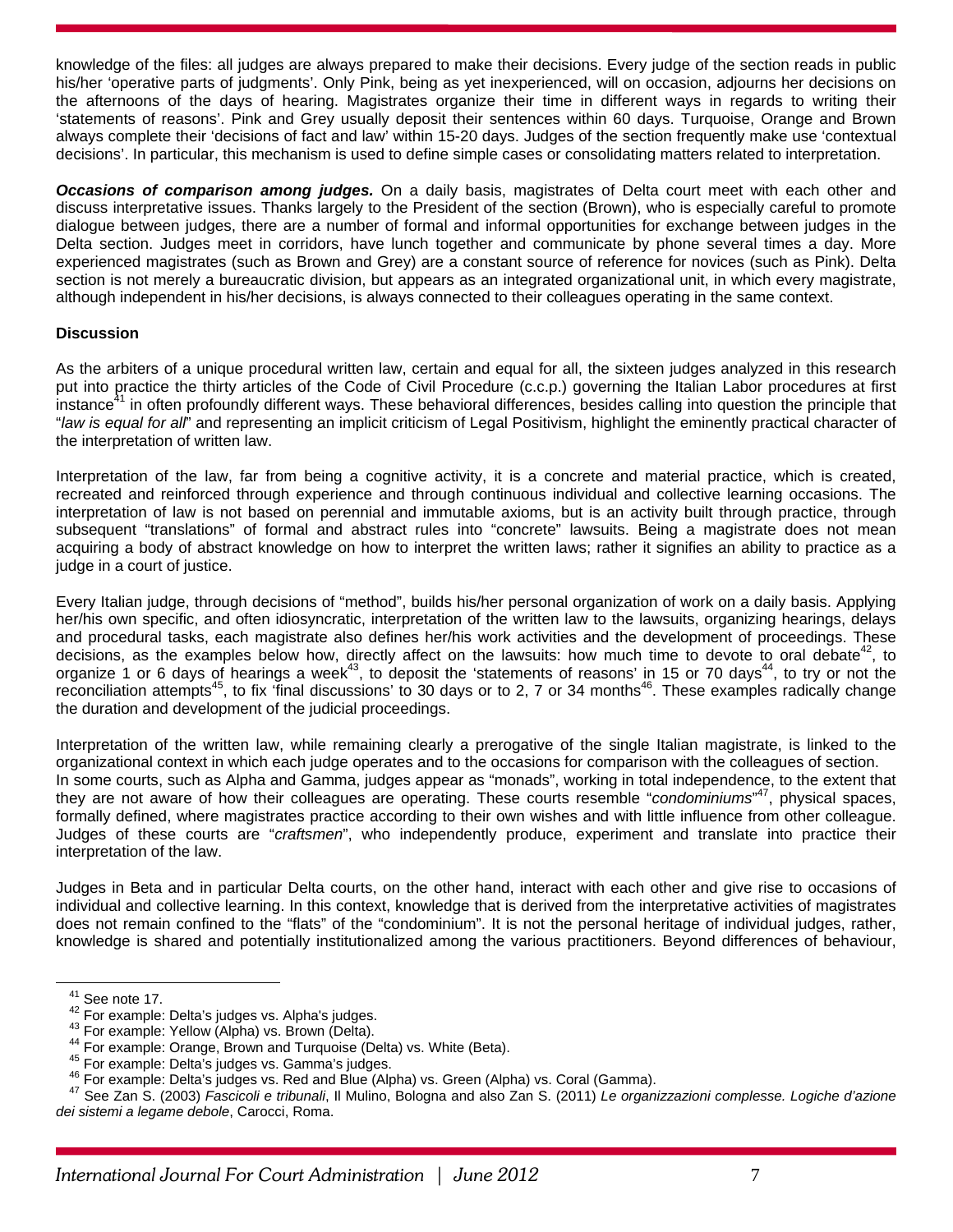knowledge of the files: all judges are always prepared to make their decisions. Every judge of the section reads in public his/her 'operative parts of judgments'. Only Pink, being as yet inexperienced, will on occasion, adjourns her decisions on the afternoons of the days of hearing. Magistrates organize their time in different ways in regards to writing their 'statements of reasons'. Pink and Grey usually deposit their sentences within 60 days. Turquoise, Orange and Brown always complete their 'decisions of fact and law' within 15-20 days. Judges of the section frequently make use 'contextual decisions'. In particular, this mechanism is used to define simple cases or consolidating matters related to interpretation.

***Occasions of comparison among judges.*** On a daily basis, magistrates of Delta court meet with each other and discuss interpretative issues. Thanks largely to the President of the section (Brown), who is especially careful to promote dialogue between judges, there are a number of formal and informal opportunities for exchange between judges in the Delta section. Judges meet in corridors, have lunch together and communicate by phone several times a day. More experienced magistrates (such as Brown and Grey) are a constant source of reference for novices (such as Pink). Delta section is not merely a bureaucratic division, but appears as an integrated organizational unit, in which every magistrate, although independent in his/her decisions, is always connected to their colleagues operating in the same context.

## Discussion

As the arbiters of a unique procedural written law, certain and equal for all, the sixteen judges analyzed in this research put into practice the thirty articles of the Code of Civil Procedure (c.c.p.) governing the Italian Labor procedures at first instance[41] in often profoundly different ways. These behavioral differences, besides calling into question the principle that "*law is equal for all*" and representing an implicit criticism of Legal Positivism, highlight the eminently practical character of the interpretation of written law.

Interpretation of the law, far from being a cognitive activity, it is a concrete and material practice, which is created, recreated and reinforced through experience and through continuous individual and collective learning occasions. The interpretation of law is not based on perennial and immutable axioms, but is an activity built through practice, through subsequent "translations" of formal and abstract rules into "concrete" lawsuits. Being a magistrate does not mean acquiring a body of abstract knowledge on how to interpret the written laws; rather it signifies an ability to practice as a judge in a court of justice.

Every Italian judge, through decisions of "method", builds his/her personal organization of work on a daily basis. Applying her/his own specific, and often idiosyncratic, interpretation of the written law to the lawsuits, organizing hearings, delays and procedural tasks, each magistrate also defines her/his work activities and the development of proceedings. These decisions, as the examples below how, directly affect on the lawsuits: how much time to devote to oral debate[42], to organize 1 or 6 days of hearings a week[43], to deposit the 'statements of reasons' in 15 or 70 days[44], to try or not the reconciliation attempts[45], to fix 'final discussions' to 30 days or to 2, 7 or 34 months[46]. These examples radically change the duration and development of the judicial proceedings.

Interpretation of the written law, while remaining clearly a prerogative of the single Italian magistrate, is linked to the organizational context in which each judge operates and to the occasions for comparison with the colleagues of section.
In some courts, such as Alpha and Gamma, judges appear as "monads", working in total independence, to the extent that they are not aware of how their colleagues are operating. These courts resemble "*condominiums*"[47], physical spaces, formally defined, where magistrates practice according to their own wishes and with little influence from other colleague. Judges of these courts are "*craftsmen*", who independently produce, experiment and translate into practice their interpretation of the law.

Judges in Beta and in particular Delta courts, on the other hand, interact with each other and give rise to occasions of individual and collective learning. In this context, knowledge that is derived from the interpretative activities of magistrates does not remain confined to the "flats" of the "condominium". It is not the personal heritage of individual judges, rather, knowledge is shared and potentially institutionalized among the various practitioners. Beyond differences of behaviour,

---

[41] See note 17.
[42] For example: Delta's judges vs. Alpha's judges.
[43] For example: Yellow (Alpha) vs. Brown (Delta).
[44] For example: Orange, Brown and Turquoise (Delta) vs. White (Beta).
[45] For example: Delta's judges vs. Gamma's judges.
[46] For example: Delta's judges vs. Red and Blue (Alpha) vs. Green (Alpha) vs. Coral (Gamma).
[47] See Zan S. (2003) *Fascicoli e tribunali*, Il Mulino, Bologna and also Zan S. (2011) *Le organizzazioni complesse. Logiche d'azione dei sistemi a legame debole*, Carocci, Roma.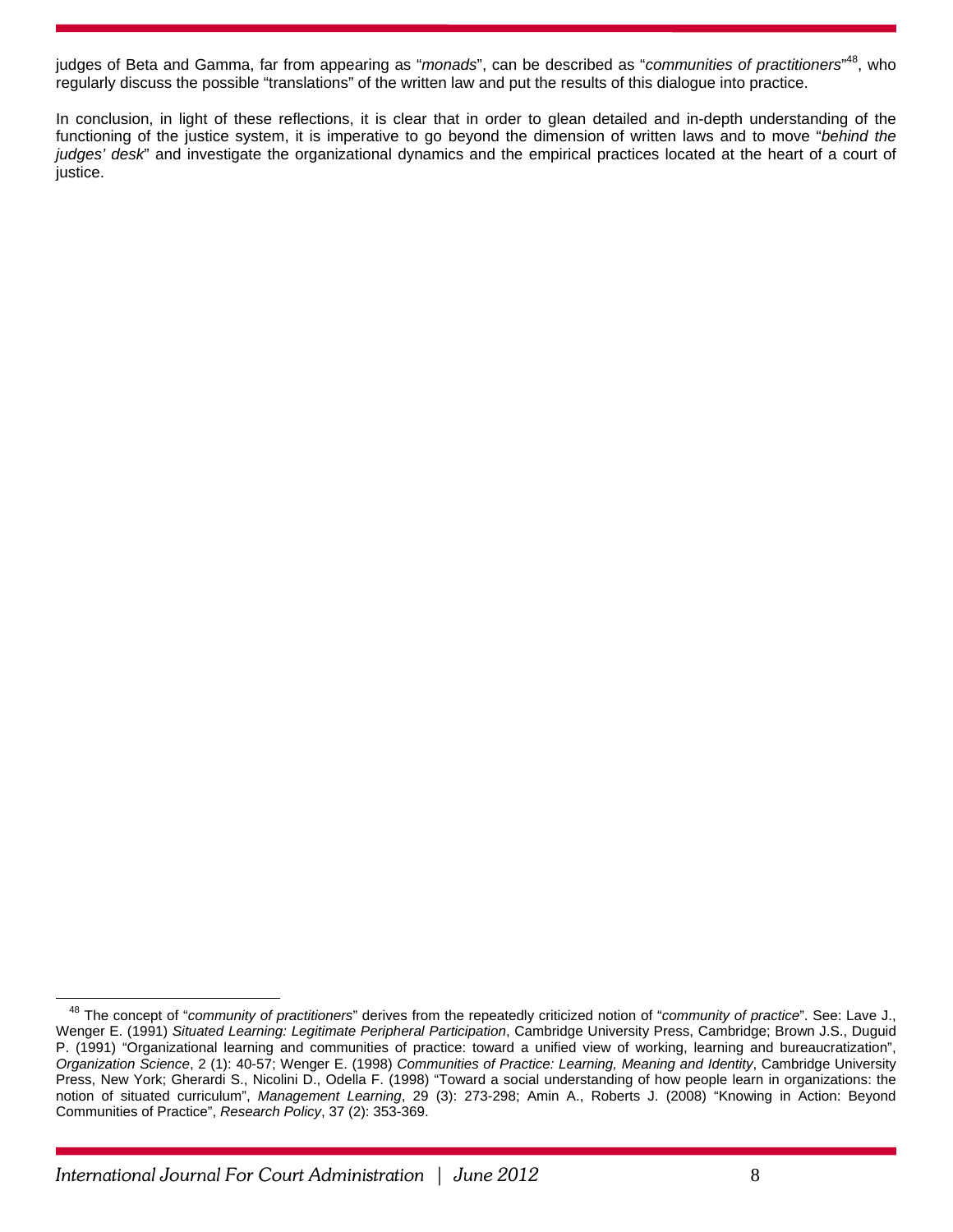judges of Beta and Gamma, far from appearing as "*monads*", can be described as "*communities of practitioners*"[48], who regularly discuss the possible "translations" of the written law and put the results of this dialogue into practice.

In conclusion, in light of these reflections, it is clear that in order to glean detailed and in-depth understanding of the functioning of the justice system, it is imperative to go beyond the dimension of written laws and to move "*behind the judges' desk*" and investigate the organizational dynamics and the empirical practices located at the heart of a court of justice.

---

[48] The concept of "*community of practitioners*" derives from the repeatedly criticized notion of "*community of practice*". See: Lave J., Wenger E. (1991) *Situated Learning: Legitimate Peripheral Participation*, Cambridge University Press, Cambridge; Brown J.S., Duguid P. (1991) "Organizational learning and communities of practice: toward a unified view of working, learning and bureaucratization", *Organization Science*, 2 (1): 40-57; Wenger E. (1998) *Communities of Practice: Learning, Meaning and Identity*, Cambridge University Press, New York; Gherardi S., Nicolini D., Odella F. (1998) "Toward a social understanding of how people learn in organizations: the notion of situated curriculum", *Management Learning*, 29 (3): 273-298; Amin A., Roberts J. (2008) "Knowing in Action: Beyond Communities of Practice", *Research Policy*, 37 (2): 353-369.